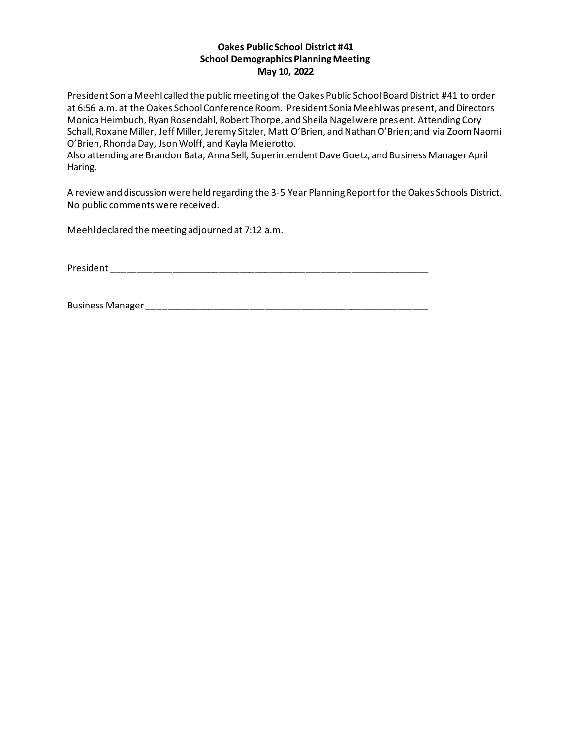**Oakes Public School District #41**
**School Demographics Planning Meeting**
**May 10, 2022**

President Sonia Meehl called the public meeting of the Oakes Public School Board District #41 to order at 6:56 a.m. at the Oakes School Conference Room. President Sonia Meehl was present, and Directors Monica Heimbuch, Ryan Rosendahl, Robert Thorpe, and Sheila Nagel were present. Attending Cory Schall, Roxane Miller, Jeff Miller, Jeremy Sitzler, Matt O'Brien, and Nathan O'Brien; and via Zoom Naomi O'Brien, Rhonda Day, Json Wolff, and Kayla Meierotto.
Also attending are Brandon Bata, Anna Sell, Superintendent Dave Goetz, and Business Manager April Haring.

A review and discussion were held regarding the 3-5 Year Planning Report for the Oakes Schools District. No public comments were received.

Meehl declared the meeting adjourned at 7:12 a.m.

President ___________________________________________________________

Business Manager ____________________________________________________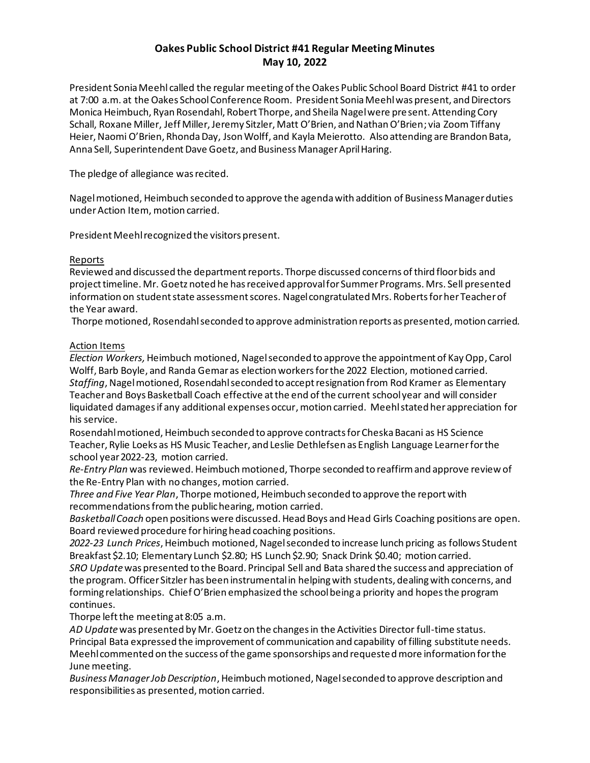## Oakes Public School District #41 Regular Meeting Minutes
## May 10, 2022

President Sonia Meehl called the regular meeting of the Oakes Public School Board District #41 to order at 7:00 a.m. at the Oakes School Conference Room. President Sonia Meehl was present, and Directors Monica Heimbuch, Ryan Rosendahl, Robert Thorpe, and Sheila Nagel were present. Attending Cory Schall, Roxane Miller, Jeff Miller, Jeremy Sitzler, Matt O'Brien, and Nathan O'Brien; via Zoom Tiffany Heier, Naomi O'Brien, Rhonda Day, Json Wolff, and Kayla Meierotto. Also attending are Brandon Bata, Anna Sell, Superintendent Dave Goetz, and Business Manager April Haring.

The pledge of allegiance was recited.

Nagel motioned, Heimbuch seconded to approve the agenda with addition of Business Manager duties under Action Item, motion carried.

President Meehl recognized the visitors present.

Reports

Reviewed and discussed the department reports. Thorpe discussed concerns of third floor bids and project timeline. Mr. Goetz noted he has received approval for Summer Programs. Mrs. Sell presented information on student state assessment scores. Nagel congratulated Mrs. Roberts for her Teacher of the Year award.

Thorpe motioned, Rosendahl seconded to approve administration reports as presented, motion carried.

Action Items

*Election Workers,* Heimbuch motioned, Nagel seconded to approve the appointment of Kay Opp, Carol Wolff, Barb Boyle, and Randa Gemar as election workers for the 2022 Election, motioned carried.

*Staffing*, Nagel motioned, Rosendahl seconded to accept resignation from Rod Kramer as Elementary Teacher and Boys Basketball Coach effective at the end of the current school year and will consider liquidated damages if any additional expenses occur, motion carried. Meehl stated her appreciation for his service.

Rosendahl motioned, Heimbuch seconded to approve contracts for Cheska Bacani as HS Science Teacher, Rylie Loeks as HS Music Teacher, and Leslie Dethlefsen as English Language Learner for the school year 2022-23, motion carried.

*Re-Entry Plan* was reviewed. Heimbuch motioned, Thorpe seconded to reaffirm and approve review of the Re-Entry Plan with no changes, motion carried.

*Three and Five Year Plan*, Thorpe motioned, Heimbuch seconded to approve the report with recommendations from the public hearing, motion carried.

*Basketball Coach* open positions were discussed. Head Boys and Head Girls Coaching positions are open. Board reviewed procedure for hiring head coaching positions.

*2022-23 Lunch Prices*, Heimbuch motioned, Nagel seconded to increase lunch pricing as follows Student Breakfast $2.10; Elementary Lunch $2.80; HS Lunch $2.90; Snack Drink $0.40; motion carried.

*SRO Update* was presented to the Board. Principal Sell and Bata shared the success and appreciation of the program. Officer Sitzler has been instrumental in helping with students, dealing with concerns, and forming relationships. Chief O'Brien emphasized the school being a priority and hopes the program continues.

Thorpe left the meeting at 8:05 a.m.

*AD Update* was presented by Mr. Goetz on the changes in the Activities Director full-time status. Principal Bata expressed the improvement of communication and capability of filling substitute needs. Meehl commented on the success of the game sponsorships and requested more information for the June meeting.

*Business Manager Job Description*, Heimbuch motioned, Nagel seconded to approve description and responsibilities as presented, motion carried.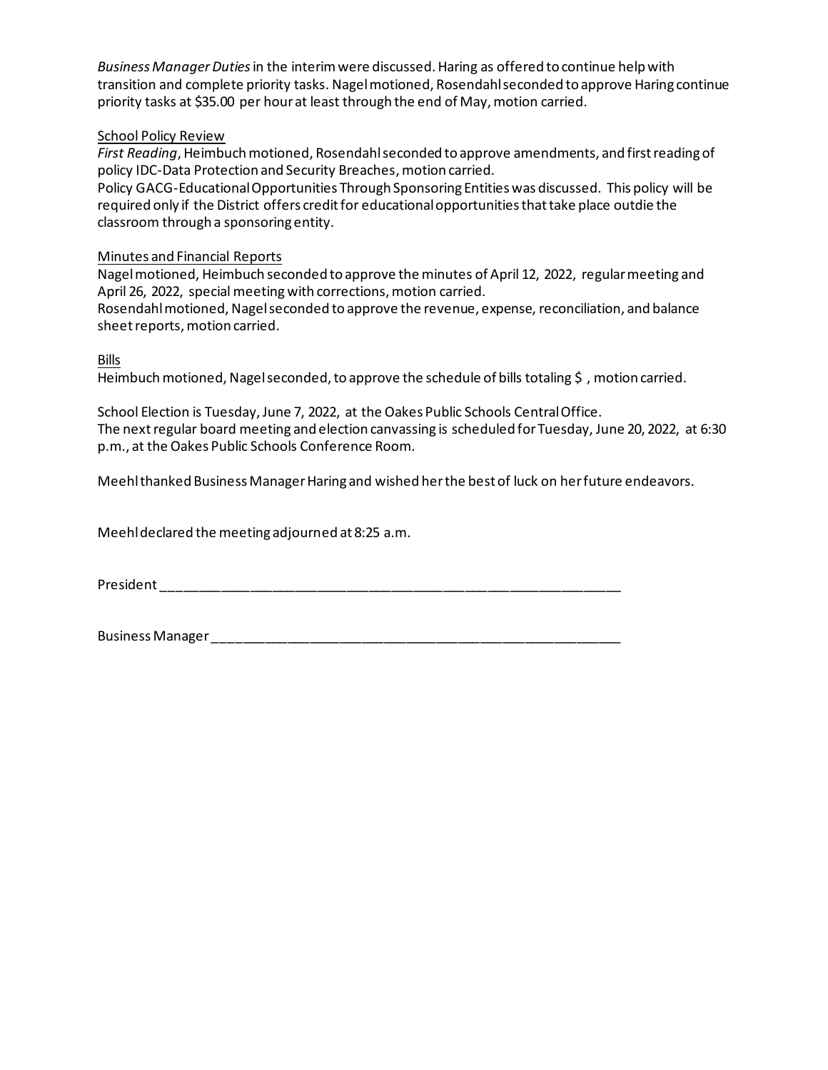*Business Manager Duties* in the interim were discussed. Haring as offered to continue help with transition and complete priority tasks. Nagel motioned, Rosendahl seconded to approve Haring continue priority tasks at $35.00 per hour at least through the end of May, motion carried.

School Policy Review

*First Reading*, Heimbuch motioned, Rosendahl seconded to approve amendments, and first reading of policy IDC-Data Protection and Security Breaches, motion carried.

Policy GACG-Educational Opportunities Through Sponsoring Entities was discussed. This policy will be required only if the District offers credit for educational opportunities that take place outdie the classroom through a sponsoring entity.

Minutes and Financial Reports

Nagel motioned, Heimbuch seconded to approve the minutes of April 12, 2022, regular meeting and April 26, 2022, special meeting with corrections, motion carried.

Rosendahl motioned, Nagel seconded to approve the revenue, expense, reconciliation, and balance sheet reports, motion carried.

Bills

Heimbuch motioned, Nagel seconded, to approve the schedule of bills totaling $ , motion carried.

School Election is Tuesday, June 7, 2022, at the Oakes Public Schools Central Office.

The next regular board meeting and election canvassing is scheduled for Tuesday, June 20, 2022, at 6:30 p.m., at the Oakes Public Schools Conference Room.

Meehl thanked Business Manager Haring and wished her the best of luck on her future endeavors.

Meehl declared the meeting adjourned at 8:25 a.m.

President ___________________________________________________________

Business Manager ____________________________________________________